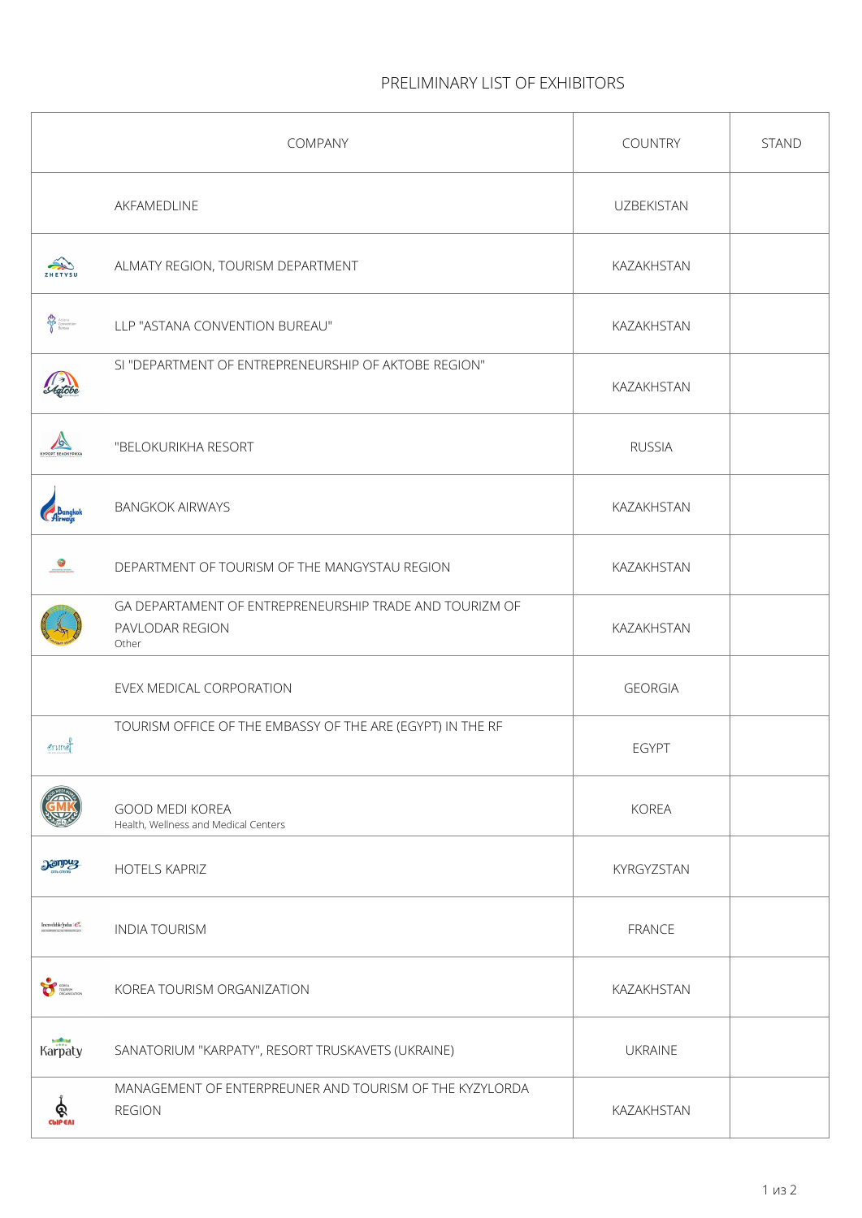PRELIMINARY LIST OF EXHIBITORS

| COMPANY | COUNTRY | STAND |
|---|---|---|
| AKFAMEDLINE | UZBEKISTAN | |
| ALMATY REGION, TOURISM DEPARTMENT | KAZAKHSTAN | |
| LLP "ASTANA CONVENTION BUREAU" | KAZAKHSTAN | |
| SI "DEPARTMENT OF ENTREPRENEURSHIP OF AKTOBE REGION" | KAZAKHSTAN | |
| "BELOKURIKHA RESORT | RUSSIA | |
| BANGKOK AIRWAYS | KAZAKHSTAN | |
| DEPARTMENT OF TOURISM OF THE MANGYSTAU REGION | KAZAKHSTAN | |
| GA DEPARTAMENT OF ENTREPRENEURSHIP TRADE AND TOURIZM OF PAVLODAR REGION<br>Other | KAZAKHSTAN | |
| EVEX MEDICAL CORPORATION | GEORGIA | |
| TOURISM OFFICE OF THE EMBASSY OF THE ARE (EGYPT) IN THE RF | EGYPT | |
| GOOD MEDI KOREA<br>Health, Wellness and Medical Centers | KOREA | |
| HOTELS KAPRIZ | KYRGYZSTAN | |
| INDIA TOURISM | FRANCE | |
| KOREA TOURISM ORGANIZATION | KAZAKHSTAN | |
| SANATORIUM "KARPATY", RESORT TRUSKAVETS (UKRAINE) | UKRAINE | |
| MANAGEMENT OF ENTERPREUNER AND TOURISM OF THE KYZYLORDA REGION | KAZAKHSTAN | |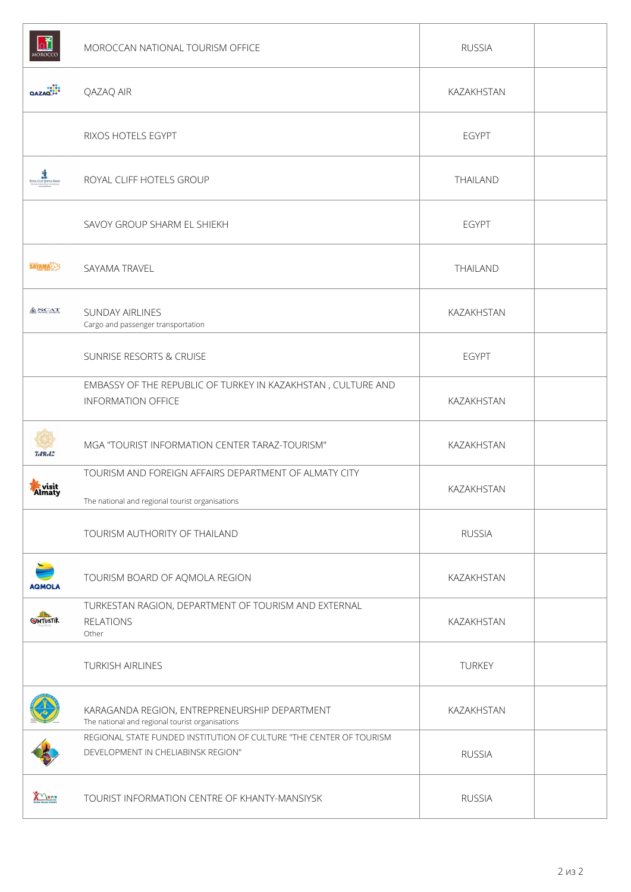| | | | |
|---|---|---|---|
| MOROCCO | MOROCCAN NATIONAL TOURISM OFFICE | RUSSIA | |
| QAZAQ | QAZAQ AIR | KAZAKHSTAN | |
| | RIXOS HOTELS EGYPT | EGYPT | |
| | ROYAL CLIFF HOTELS GROUP | THAILAND | |
| | SAVOY GROUP SHARM EL SHIEKH | EGYPT | |
| SAYAMA | SAYAMA TRAVEL | THAILAND | |
| SCAT AIRLINES | SUNDAY AIRLINES<br>Cargo and passenger transportation | KAZAKHSTAN | |
| | SUNRISE RESORTS & CRUISE | EGYPT | |
| | EMBASSY OF THE REPUBLIC OF TURKEY IN KAZAKHSTAN , CULTURE AND INFORMATION OFFICE | KAZAKHSTAN | |
| TARAZ | MGA "TOURIST INFORMATION CENTER TARAZ-TOURISM" | KAZAKHSTAN | |
| visit Almaty | TOURISM AND FOREIGN AFFAIRS DEPARTMENT OF ALMATY CITY<br>The national and regional tourist organisations | KAZAKHSTAN | |
| | TOURISM AUTHORITY OF THAILAND | RUSSIA | |
| AQMOLA | TOURISM BOARD OF AQMOLA REGION | KAZAKHSTAN | |
| ONTUSTIK | TURKESTAN RAGION, DEPARTMENT OF TOURISM AND EXTERNAL RELATIONS<br>Other | KAZAKHSTAN | |
| | TURKISH AIRLINES | TURKEY | |
| | KARAGANDA REGION, ENTREPRENEURSHIP DEPARTMENT<br>The national and regional tourist organisations | KAZAKHSTAN | |
| | REGIONAL STATE FUNDED INSTITUTION OF CULTURE "THE CENTER OF TOURISM DEVELOPMENT IN CHELIABINSK REGION" | RUSSIA | |
| | TOURIST INFORMATION CENTRE OF KHANTY-MANSIYSK | RUSSIA | |